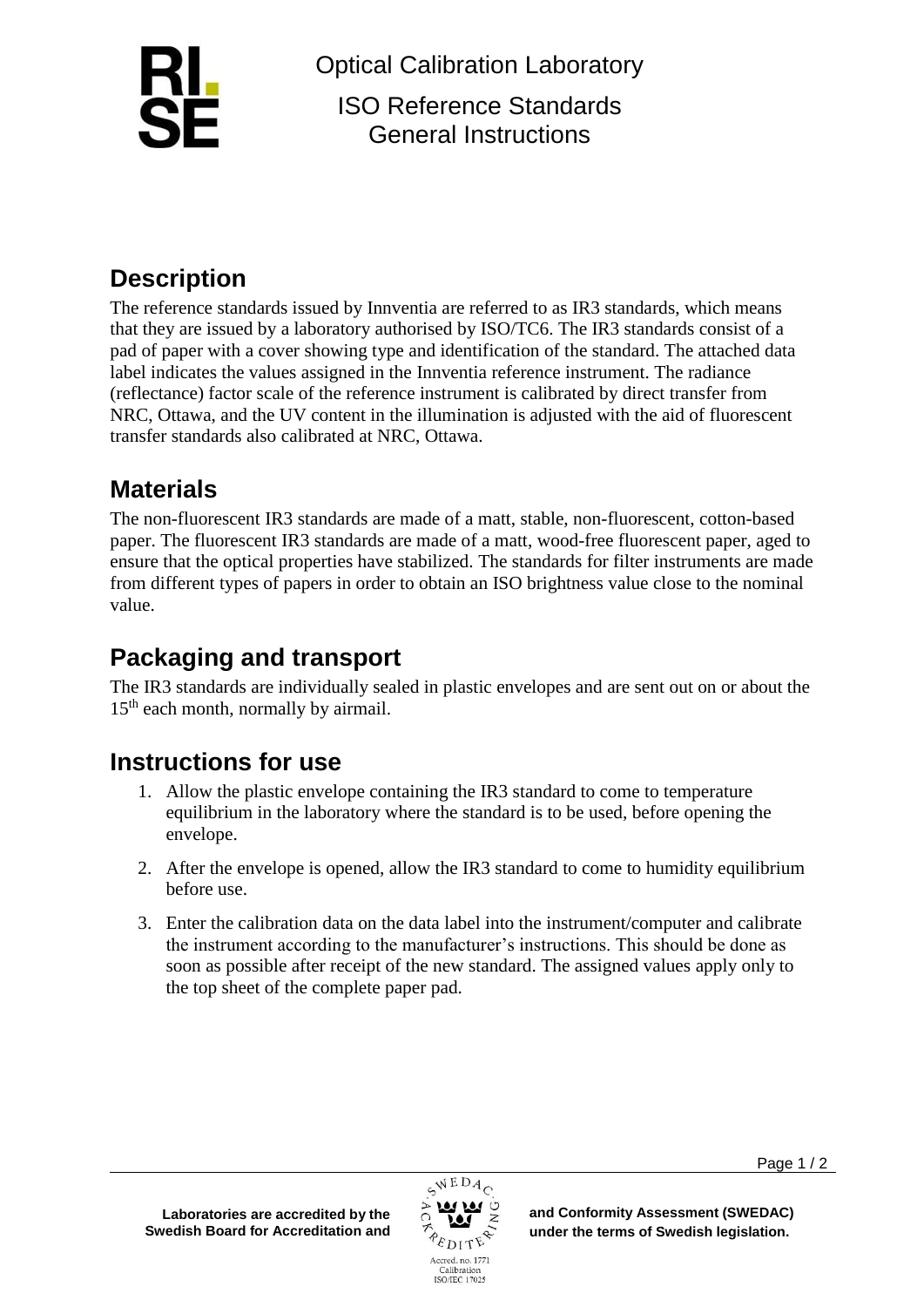Optical Calibration Laboratory

ISO Reference Standards
General Instructions

## Description

The reference standards issued by Innventia are referred to as IR3 standards, which means that they are issued by a laboratory authorised by ISO/TC6. The IR3 standards consist of a pad of paper with a cover showing type and identification of the standard. The attached data label indicates the values assigned in the Innventia reference instrument. The radiance (reflectance) factor scale of the reference instrument is calibrated by direct transfer from NRC, Ottawa, and the UV content in the illumination is adjusted with the aid of fluorescent transfer standards also calibrated at NRC, Ottawa.

## Materials

The non-fluorescent IR3 standards are made of a matt, stable, non-fluorescent, cotton-based paper. The fluorescent IR3 standards are made of a matt, wood-free fluorescent paper, aged to ensure that the optical properties have stabilized. The standards for filter instruments are made from different types of papers in order to obtain an ISO brightness value close to the nominal value.

## Packaging and transport

The IR3 standards are individually sealed in plastic envelopes and are sent out on or about the 15th each month, normally by airmail.

## Instructions for use

1. Allow the plastic envelope containing the IR3 standard to come to temperature equilibrium in the laboratory where the standard is to be used, before opening the envelope.
2. After the envelope is opened, allow the IR3 standard to come to humidity equilibrium before use.
3. Enter the calibration data on the data label into the instrument/computer and calibrate the instrument according to the manufacturer's instructions. This should be done as soon as possible after receipt of the new standard. The assigned values apply only to the top sheet of the complete paper pad.

**Laboratories are accredited by the Swedish Board for Accreditation and Conformity Assessment (SWEDAC) under the terms of Swedish legislation.**

Accred. no. 1771
Calibration
ISO/IEC 17025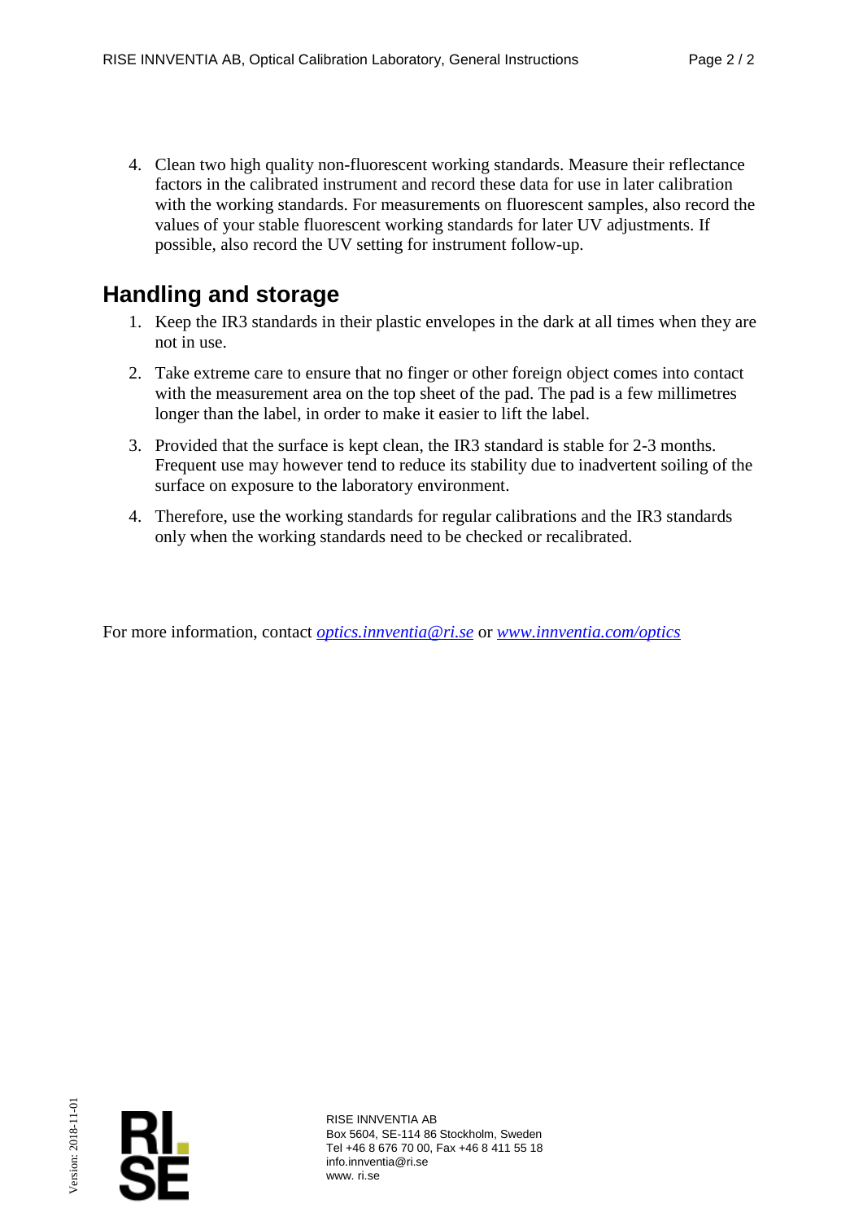4. Clean two high quality non-fluorescent working standards. Measure their reflectance factors in the calibrated instrument and record these data for use in later calibration with the working standards. For measurements on fluorescent samples, also record the values of your stable fluorescent working standards for later UV adjustments. If possible, also record the UV setting for instrument follow-up.

## Handling and storage

1. Keep the IR3 standards in their plastic envelopes in the dark at all times when they are not in use.
2. Take extreme care to ensure that no finger or other foreign object comes into contact with the measurement area on the top sheet of the pad. The pad is a few millimetres longer than the label, in order to make it easier to lift the label.
3. Provided that the surface is kept clean, the IR3 standard is stable for 2-3 months. Frequent use may however tend to reduce its stability due to inadvertent soiling of the surface on exposure to the laboratory environment.
4. Therefore, use the working standards for regular calibrations and the IR3 standards only when the working standards need to be checked or recalibrated.

For more information, contact *optics.innventia@ri.se* or *www.innventia.com/optics*

Version: 2018-11-01

RISE INNVENTIA AB
Box 5604, SE-114 86 Stockholm, Sweden
Tel +46 8 676 70 00, Fax +46 8 411 55 18
info.innventia@ri.se
www. ri.se